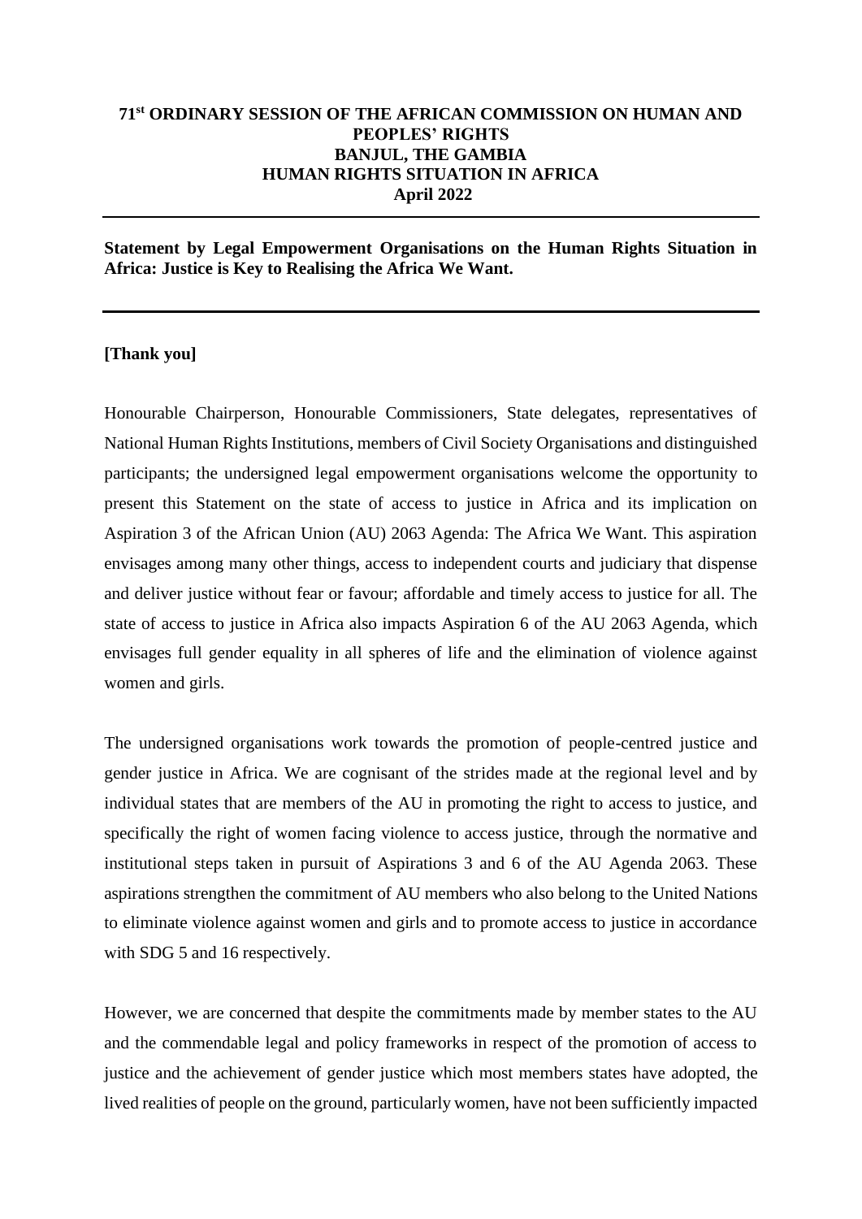**71st ORDINARY SESSION OF THE AFRICAN COMMISSION ON HUMAN AND PEOPLES' RIGHTS**
**BANJUL, THE GAMBIA**
**HUMAN RIGHTS SITUATION IN AFRICA**
**April 2022**

---

**Statement by Legal Empowerment Organisations on the Human Rights Situation in Africa: Justice is Key to Realising the Africa We Want.**

---

**[Thank you]**

Honourable Chairperson, Honourable Commissioners, State delegates, representatives of National Human Rights Institutions, members of Civil Society Organisations and distinguished participants; the undersigned legal empowerment organisations welcome the opportunity to present this Statement on the state of access to justice in Africa and its implication on Aspiration 3 of the African Union (AU) 2063 Agenda: The Africa We Want. This aspiration envisages among many other things, access to independent courts and judiciary that dispense and deliver justice without fear or favour; affordable and timely access to justice for all. The state of access to justice in Africa also impacts Aspiration 6 of the AU 2063 Agenda, which envisages full gender equality in all spheres of life and the elimination of violence against women and girls.

The undersigned organisations work towards the promotion of people-centred justice and gender justice in Africa. We are cognisant of the strides made at the regional level and by individual states that are members of the AU in promoting the right to access to justice, and specifically the right of women facing violence to access justice, through the normative and institutional steps taken in pursuit of Aspirations 3 and 6 of the AU Agenda 2063. These aspirations strengthen the commitment of AU members who also belong to the United Nations to eliminate violence against women and girls and to promote access to justice in accordance with SDG 5 and 16 respectively.

However, we are concerned that despite the commitments made by member states to the AU and the commendable legal and policy frameworks in respect of the promotion of access to justice and the achievement of gender justice which most members states have adopted, the lived realities of people on the ground, particularly women, have not been sufficiently impacted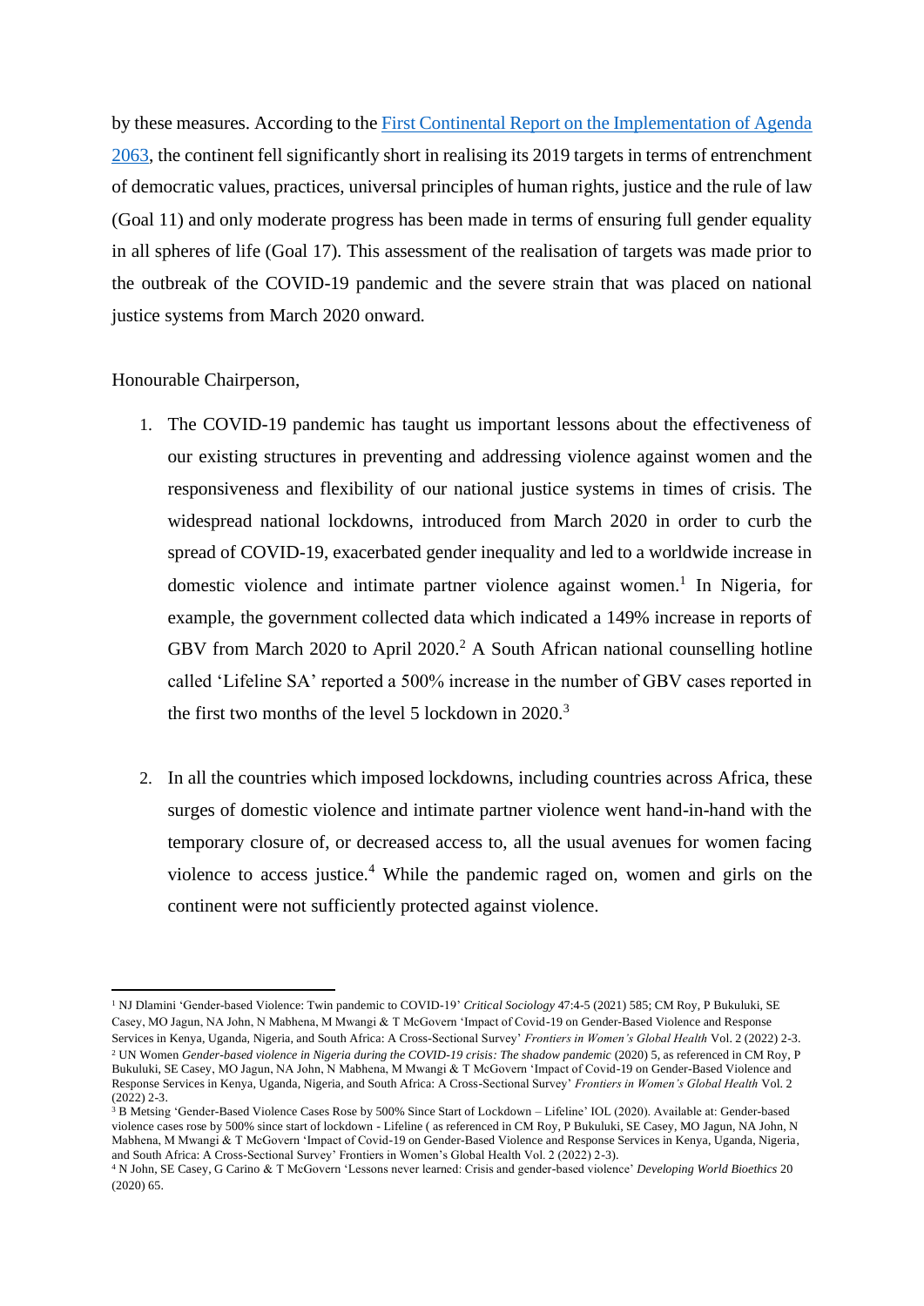by these measures. According to the [First Continental Report on the Implementation of Agenda 2063](), the continent fell significantly short in realising its 2019 targets in terms of entrenchment of democratic values, practices, universal principles of human rights, justice and the rule of law (Goal 11) and only moderate progress has been made in terms of ensuring full gender equality in all spheres of life (Goal 17). This assessment of the realisation of targets was made prior to the outbreak of the COVID-19 pandemic and the severe strain that was placed on national justice systems from March 2020 onward.

Honourable Chairperson,

1. The COVID-19 pandemic has taught us important lessons about the effectiveness of our existing structures in preventing and addressing violence against women and the responsiveness and flexibility of our national justice systems in times of crisis. The widespread national lockdowns, introduced from March 2020 in order to curb the spread of COVID-19, exacerbated gender inequality and led to a worldwide increase in domestic violence and intimate partner violence against women.[1] In Nigeria, for example, the government collected data which indicated a 149% increase in reports of GBV from March 2020 to April 2020.[2] A South African national counselling hotline called 'Lifeline SA' reported a 500% increase in the number of GBV cases reported in the first two months of the level 5 lockdown in 2020.[3]

2. In all the countries which imposed lockdowns, including countries across Africa, these surges of domestic violence and intimate partner violence went hand-in-hand with the temporary closure of, or decreased access to, all the usual avenues for women facing violence to access justice.[4] While the pandemic raged on, women and girls on the continent were not sufficiently protected against violence.

---

[1] NJ Dlamini 'Gender-based Violence: Twin pandemic to COVID-19' *Critical Sociology* 47:4-5 (2021) 585; CM Roy, P Bukuluki, SE Casey, MO Jagun, NA John, N Mabhena, M Mwangi & T McGovern 'Impact of Covid-19 on Gender-Based Violence and Response Services in Kenya, Uganda, Nigeria, and South Africa: A Cross-Sectional Survey' *Frontiers in Women's Global Health* Vol. 2 (2022) 2-3.

[2] UN Women *Gender-based violence in Nigeria during the COVID-19 crisis: The shadow pandemic* (2020) 5, as referenced in CM Roy, P Bukuluki, SE Casey, MO Jagun, NA John, N Mabhena, M Mwangi & T McGovern 'Impact of Covid-19 on Gender-Based Violence and Response Services in Kenya, Uganda, Nigeria, and South Africa: A Cross-Sectional Survey' *Frontiers in Women's Global Health* Vol. 2 (2022) 2-3.

[3] B Metsing 'Gender-Based Violence Cases Rose by 500% Since Start of Lockdown – Lifeline' IOL (2020). Available at: Gender-based violence cases rose by 500% since start of lockdown - Lifeline ( as referenced in CM Roy, P Bukuluki, SE Casey, MO Jagun, NA John, N Mabhena, M Mwangi & T McGovern 'Impact of Covid-19 on Gender-Based Violence and Response Services in Kenya, Uganda, Nigeria, and South Africa: A Cross-Sectional Survey' Frontiers in Women's Global Health Vol. 2 (2022) 2-3).

[4] N John, SE Casey, G Carino & T McGovern 'Lessons never learned: Crisis and gender-based violence' *Developing World Bioethics* 20 (2020) 65.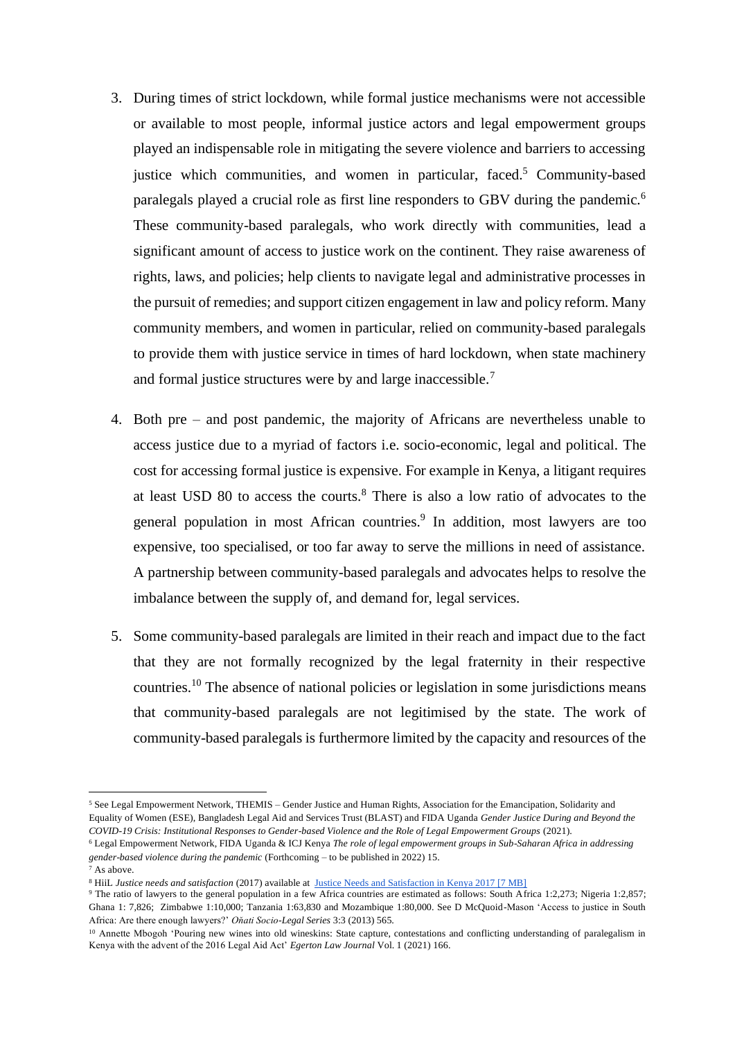3. During times of strict lockdown, while formal justice mechanisms were not accessible or available to most people, informal justice actors and legal empowerment groups played an indispensable role in mitigating the severe violence and barriers to accessing justice which communities, and women in particular, faced.[5] Community-based paralegals played a crucial role as first line responders to GBV during the pandemic.[6] These community-based paralegals, who work directly with communities, lead a significant amount of access to justice work on the continent. They raise awareness of rights, laws, and policies; help clients to navigate legal and administrative processes in the pursuit of remedies; and support citizen engagement in law and policy reform. Many community members, and women in particular, relied on community-based paralegals to provide them with justice service in times of hard lockdown, when state machinery and formal justice structures were by and large inaccessible.[7]

4. Both pre – and post pandemic, the majority of Africans are nevertheless unable to access justice due to a myriad of factors i.e. socio-economic, legal and political. The cost for accessing formal justice is expensive. For example in Kenya, a litigant requires at least USD 80 to access the courts.[8] There is also a low ratio of advocates to the general population in most African countries.[9] In addition, most lawyers are too expensive, too specialised, or too far away to serve the millions in need of assistance. A partnership between community-based paralegals and advocates helps to resolve the imbalance between the supply of, and demand for, legal services.

5. Some community-based paralegals are limited in their reach and impact due to the fact that they are not formally recognized by the legal fraternity in their respective countries.[10] The absence of national policies or legislation in some jurisdictions means that community-based paralegals are not legitimised by the state. The work of community-based paralegals is furthermore limited by the capacity and resources of the

---

[5] See Legal Empowerment Network, THEMIS – Gender Justice and Human Rights, Association for the Emancipation, Solidarity and Equality of Women (ESE), Bangladesh Legal Aid and Services Trust (BLAST) and FIDA Uganda *Gender Justice During and Beyond the COVID-19 Crisis: Institutional Responses to Gender-based Violence and the Role of Legal Empowerment Groups* (2021).

[6] Legal Empowerment Network, FIDA Uganda & ICJ Kenya *The role of legal empowerment groups in Sub-Saharan Africa in addressing gender-based violence during the pandemic* (Forthcoming – to be published in 2022) 15.

[7] As above.

[8] HiiL *Justice needs and satisfaction* (2017) available at [Justice Needs and Satisfaction in Kenya 2017 [7 MB]]

[9] The ratio of lawyers to the general population in a few Africa countries are estimated as follows: South Africa 1:2,273; Nigeria 1:2,857; Ghana 1: 7,826; Zimbabwe 1:10,000; Tanzania 1:63,830 and Mozambique 1:80,000. See D McQuoid-Mason 'Access to justice in South Africa: Are there enough lawyers?' *Oñati Socio-Legal Series* 3:3 (2013) 565.

[10] Annette Mbogoh 'Pouring new wines into old wineskins: State capture, contestations and conflicting understanding of paralegalism in Kenya with the advent of the 2016 Legal Aid Act' *Egerton Law Journal* Vol. 1 (2021) 166.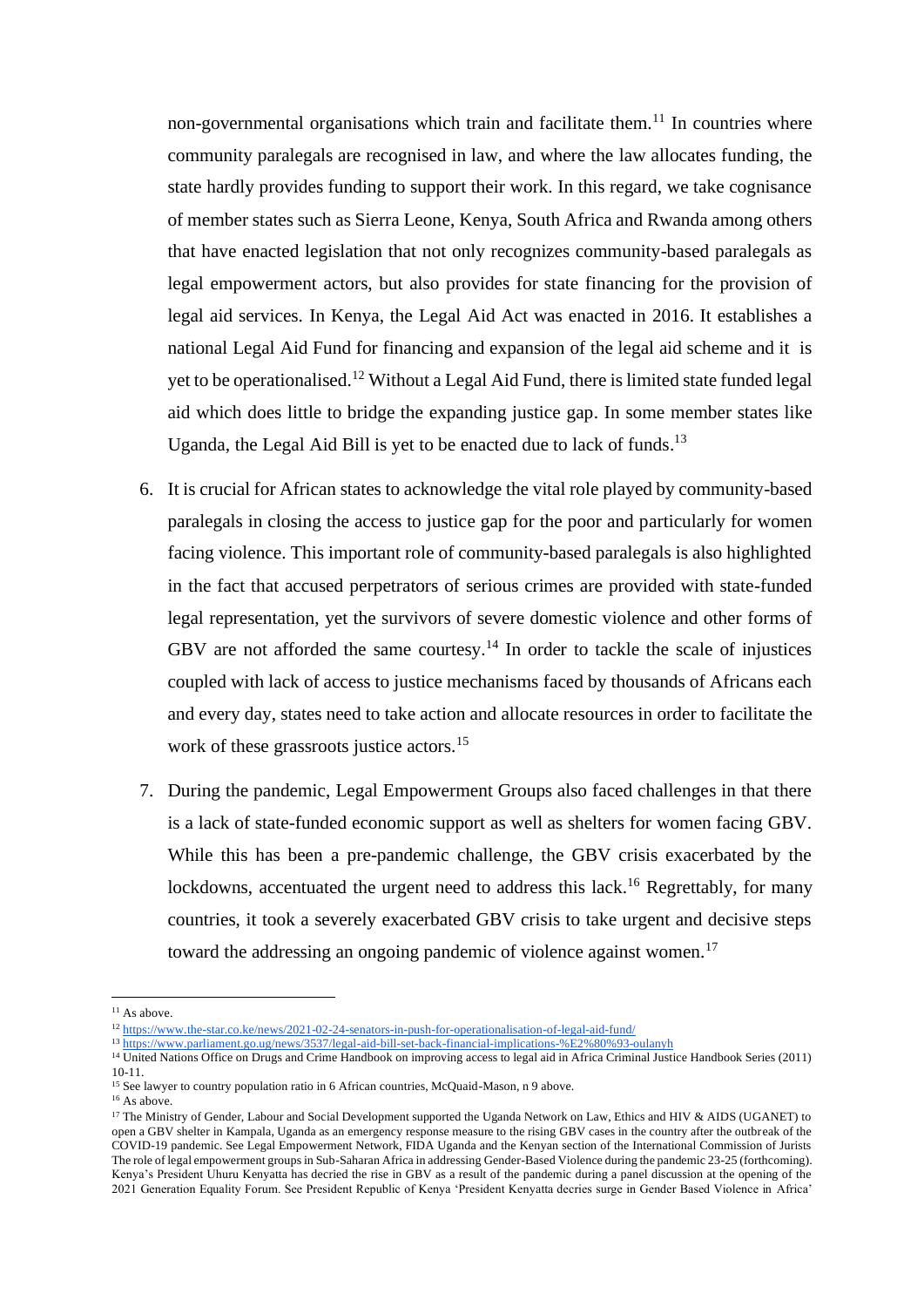non-governmental organisations which train and facilitate them.[11] In countries where community paralegals are recognised in law, and where the law allocates funding, the state hardly provides funding to support their work. In this regard, we take cognisance of member states such as Sierra Leone, Kenya, South Africa and Rwanda among others that have enacted legislation that not only recognizes community-based paralegals as legal empowerment actors, but also provides for state financing for the provision of legal aid services. In Kenya, the Legal Aid Act was enacted in 2016. It establishes a national Legal Aid Fund for financing and expansion of the legal aid scheme and it is yet to be operationalised.[12] Without a Legal Aid Fund, there is limited state funded legal aid which does little to bridge the expanding justice gap. In some member states like Uganda, the Legal Aid Bill is yet to be enacted due to lack of funds.[13]

6. It is crucial for African states to acknowledge the vital role played by community-based paralegals in closing the access to justice gap for the poor and particularly for women facing violence. This important role of community-based paralegals is also highlighted in the fact that accused perpetrators of serious crimes are provided with state-funded legal representation, yet the survivors of severe domestic violence and other forms of GBV are not afforded the same courtesy.[14] In order to tackle the scale of injustices coupled with lack of access to justice mechanisms faced by thousands of Africans each and every day, states need to take action and allocate resources in order to facilitate the work of these grassroots justice actors.[15]

7. During the pandemic, Legal Empowerment Groups also faced challenges in that there is a lack of state-funded economic support as well as shelters for women facing GBV. While this has been a pre-pandemic challenge, the GBV crisis exacerbated by the lockdowns, accentuated the urgent need to address this lack.[16] Regrettably, for many countries, it took a severely exacerbated GBV crisis to take urgent and decisive steps toward the addressing an ongoing pandemic of violence against women.[17]

---

[11] As above.

[12] https://www.the-star.co.ke/news/2021-02-24-senators-in-push-for-operationalisation-of-legal-aid-fund/

[13] https://www.parliament.go.ug/news/3537/legal-aid-bill-set-back-financial-implications-%E2%80%93-oulanyh

[14] United Nations Office on Drugs and Crime Handbook on improving access to legal aid in Africa Criminal Justice Handbook Series (2011) 10-11.

[15] See lawyer to country population ratio in 6 African countries, McQuaid-Mason, n 9 above.

[16] As above.

[17] The Ministry of Gender, Labour and Social Development supported the Uganda Network on Law, Ethics and HIV & AIDS (UGANET) to open a GBV shelter in Kampala, Uganda as an emergency response measure to the rising GBV cases in the country after the outbreak of the COVID-19 pandemic. See Legal Empowerment Network, FIDA Uganda and the Kenyan section of the International Commission of Jurists The role of legal empowerment groups in Sub-Saharan Africa in addressing Gender-Based Violence during the pandemic 23-25 (forthcoming). Kenya's President Uhuru Kenyatta has decried the rise in GBV as a result of the pandemic during a panel discussion at the opening of the 2021 Generation Equality Forum. See President Republic of Kenya 'President Kenyatta decries surge in Gender Based Violence in Africa'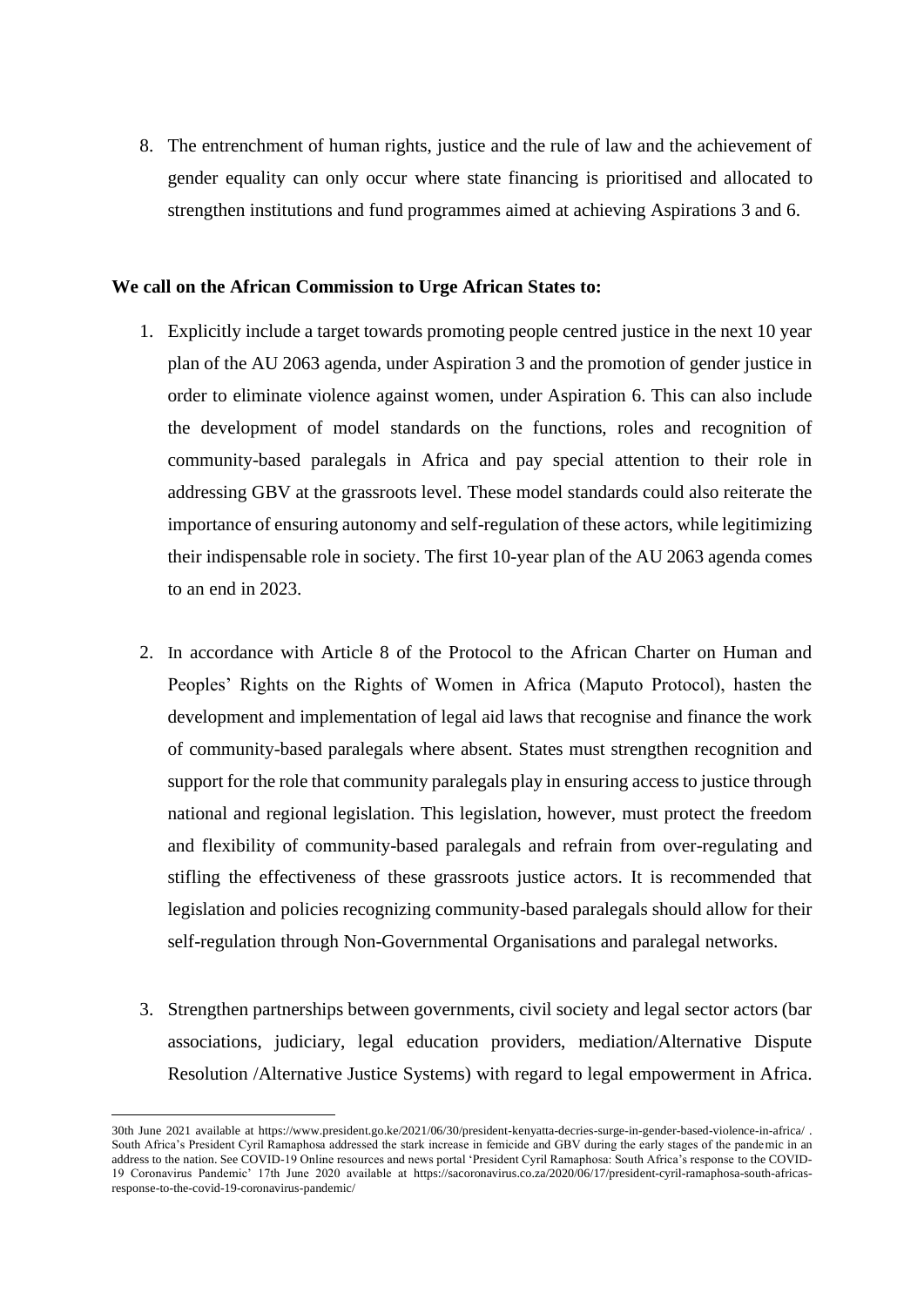8. The entrenchment of human rights, justice and the rule of law and the achievement of gender equality can only occur where state financing is prioritised and allocated to strengthen institutions and fund programmes aimed at achieving Aspirations 3 and 6.

**We call on the African Commission to Urge African States to:**

1. Explicitly include a target towards promoting people centred justice in the next 10 year plan of the AU 2063 agenda, under Aspiration 3 and the promotion of gender justice in order to eliminate violence against women, under Aspiration 6. This can also include the development of model standards on the functions, roles and recognition of community-based paralegals in Africa and pay special attention to their role in addressing GBV at the grassroots level. These model standards could also reiterate the importance of ensuring autonomy and self-regulation of these actors, while legitimizing their indispensable role in society. The first 10-year plan of the AU 2063 agenda comes to an end in 2023.

2. In accordance with Article 8 of the Protocol to the African Charter on Human and Peoples' Rights on the Rights of Women in Africa (Maputo Protocol), hasten the development and implementation of legal aid laws that recognise and finance the work of community-based paralegals where absent. States must strengthen recognition and support for the role that community paralegals play in ensuring access to justice through national and regional legislation. This legislation, however, must protect the freedom and flexibility of community-based paralegals and refrain from over-regulating and stifling the effectiveness of these grassroots justice actors. It is recommended that legislation and policies recognizing community-based paralegals should allow for their self-regulation through Non-Governmental Organisations and paralegal networks.

3. Strengthen partnerships between governments, civil society and legal sector actors (bar associations, judiciary, legal education providers, mediation/Alternative Dispute Resolution /Alternative Justice Systems) with regard to legal empowerment in Africa.

---

30th June 2021 available at https://www.president.go.ke/2021/06/30/president-kenyatta-decries-surge-in-gender-based-violence-in-africa/ . South Africa's President Cyril Ramaphosa addressed the stark increase in femicide and GBV during the early stages of the pandemic in an address to the nation. See COVID-19 Online resources and news portal 'President Cyril Ramaphosa: South Africa's response to the COVID-19 Coronavirus Pandemic' 17th June 2020 available at https://sacoronavirus.co.za/2020/06/17/president-cyril-ramaphosa-south-africas-response-to-the-covid-19-coronavirus-pandemic/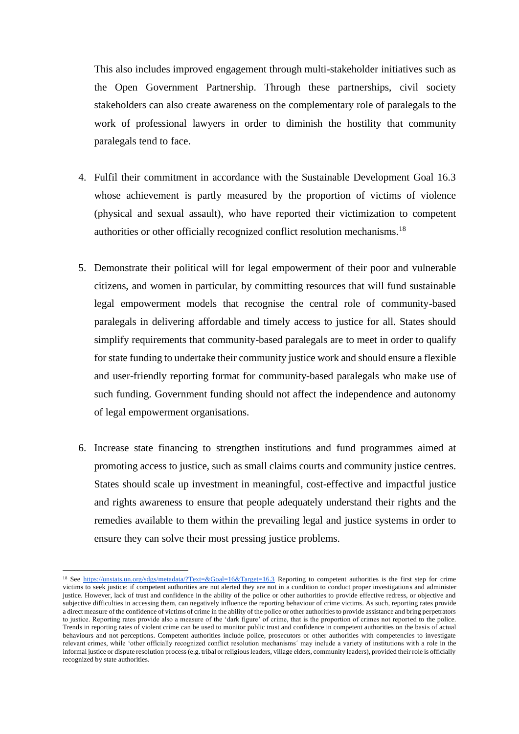This also includes improved engagement through multi-stakeholder initiatives such as the Open Government Partnership. Through these partnerships, civil society stakeholders can also create awareness on the complementary role of paralegals to the work of professional lawyers in order to diminish the hostility that community paralegals tend to face.

4. Fulfil their commitment in accordance with the Sustainable Development Goal 16.3 whose achievement is partly measured by the proportion of victims of violence (physical and sexual assault), who have reported their victimization to competent authorities or other officially recognized conflict resolution mechanisms.[18]

5. Demonstrate their political will for legal empowerment of their poor and vulnerable citizens, and women in particular, by committing resources that will fund sustainable legal empowerment models that recognise the central role of community-based paralegals in delivering affordable and timely access to justice for all. States should simplify requirements that community-based paralegals are to meet in order to qualify for state funding to undertake their community justice work and should ensure a flexible and user-friendly reporting format for community-based paralegals who make use of such funding. Government funding should not affect the independence and autonomy of legal empowerment organisations.

6. Increase state financing to strengthen institutions and fund programmes aimed at promoting access to justice, such as small claims courts and community justice centres. States should scale up investment in meaningful, cost-effective and impactful justice and rights awareness to ensure that people adequately understand their rights and the remedies available to them within the prevailing legal and justice systems in order to ensure they can solve their most pressing justice problems.

---

[18] See https://unstats.un.org/sdgs/metadata/?Text=&Goal=16&Target=16.3 Reporting to competent authorities is the first step for crime victims to seek justice: if competent authorities are not alerted they are not in a condition to conduct proper investigations and administer justice. However, lack of trust and confidence in the ability of the police or other authorities to provide effective redress, or objective and subjective difficulties in accessing them, can negatively influence the reporting behaviour of crime victims. As such, reporting rates provide a direct measure of the confidence of victims of crime in the ability of the police or other authorities to provide assistance and bring perpetrators to justice. Reporting rates provide also a measure of the 'dark figure' of crime, that is the proportion of crimes not reported to the police. Trends in reporting rates of violent crime can be used to monitor public trust and confidence in competent authorities on the basis of actual behaviours and not perceptions. Competent authorities include police, prosecutors or other authorities with competencies to investigate relevant crimes, while 'other officially recognized conflict resolution mechanisms´ may include a variety of institutions with a role in the informal justice or dispute resolution process (e.g. tribal or religious leaders, village elders, community leaders), provided their role is officially recognized by state authorities.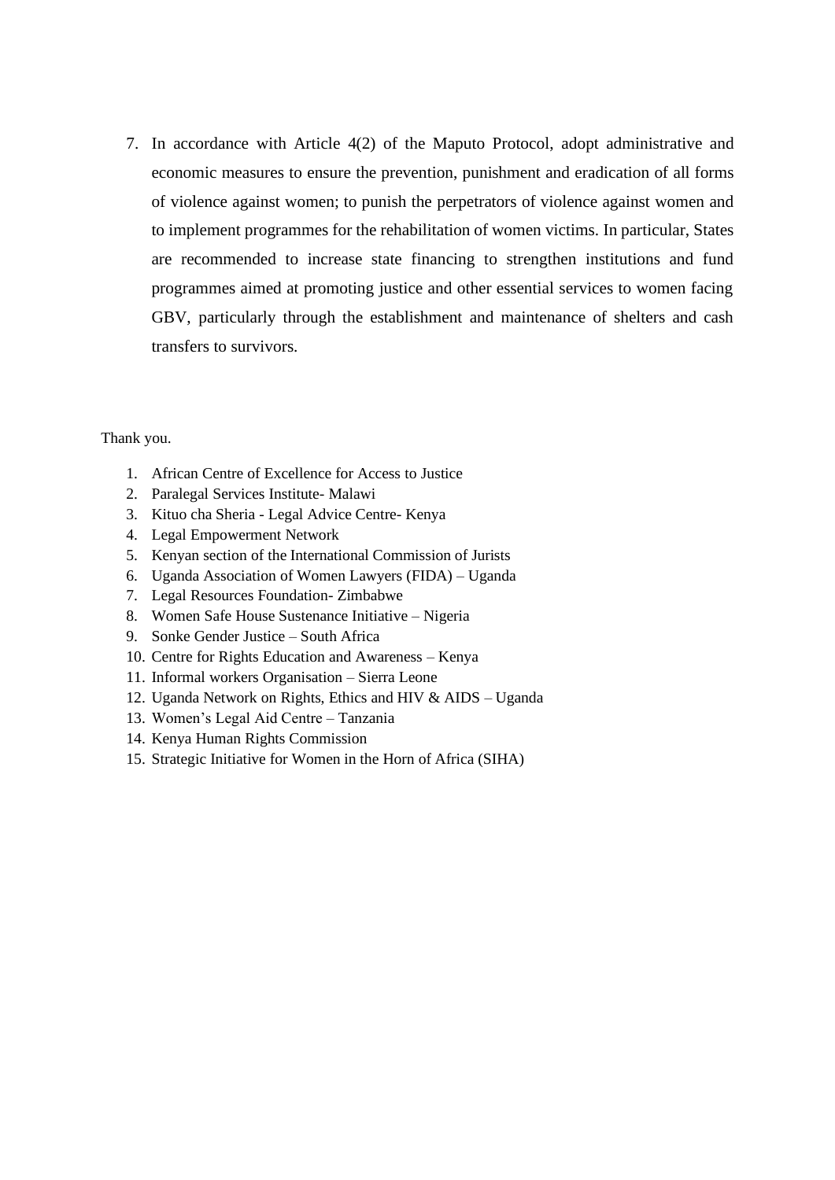7. In accordance with Article 4(2) of the Maputo Protocol, adopt administrative and economic measures to ensure the prevention, punishment and eradication of all forms of violence against women; to punish the perpetrators of violence against women and to implement programmes for the rehabilitation of women victims. In particular, States are recommended to increase state financing to strengthen institutions and fund programmes aimed at promoting justice and other essential services to women facing GBV, particularly through the establishment and maintenance of shelters and cash transfers to survivors.

Thank you.

1. African Centre of Excellence for Access to Justice
2. Paralegal Services Institute- Malawi
3. Kituo cha Sheria - Legal Advice Centre- Kenya
4. Legal Empowerment Network
5. Kenyan section of the International Commission of Jurists
6. Uganda Association of Women Lawyers (FIDA) – Uganda
7. Legal Resources Foundation- Zimbabwe
8. Women Safe House Sustenance Initiative – Nigeria
9. Sonke Gender Justice – South Africa
10. Centre for Rights Education and Awareness – Kenya
11. Informal workers Organisation – Sierra Leone
12. Uganda Network on Rights, Ethics and HIV & AIDS – Uganda
13. Women's Legal Aid Centre – Tanzania
14. Kenya Human Rights Commission
15. Strategic Initiative for Women in the Horn of Africa (SIHA)